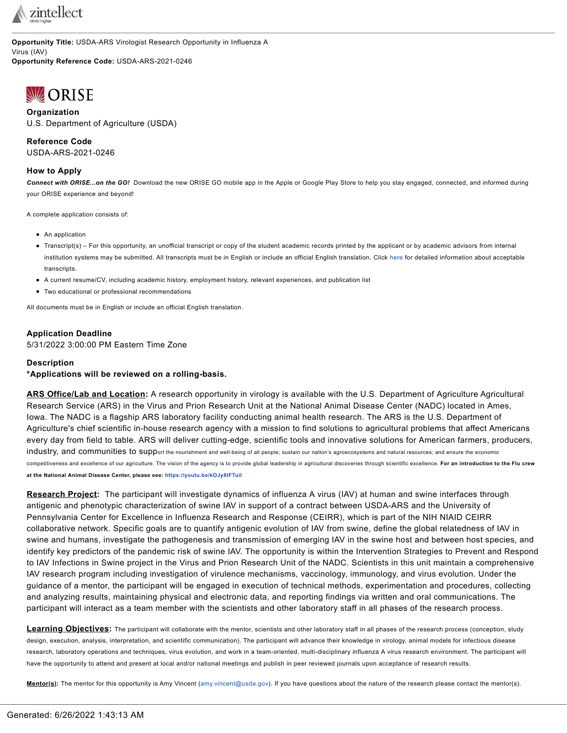**Opportunity Title:** USDA-ARS Virologist Research Opportunity in Influenza A Virus (IAV)
**Opportunity Reference Code:** USDA-ARS-2021-0246

### Organization
U.S. Department of Agriculture (USDA)

### Reference Code
USDA-ARS-2021-0246

### How to Apply
***Connect with ORISE...on the GO!*** Download the new ORISE GO mobile app in the Apple or Google Play Store to help you stay engaged, connected, and informed during your ORISE experience and beyond!

A complete application consists of:

- An application
- Transcript(s) – For this opportunity, an unofficial transcript or copy of the student academic records printed by the applicant or by academic advisors from internal institution systems may be submitted. All transcripts must be in English or include an official English translation. Click here for detailed information about acceptable transcripts.
- A current resume/CV, including academic history, employment history, relevant experiences, and publication list
- Two educational or professional recommendations

All documents must be in English or include an official English translation.

### Application Deadline
5/31/2022 3:00:00 PM Eastern Time Zone

### Description
**\*Applications will be reviewed on a rolling-basis.**

**ARS Office/Lab and Location:** A research opportunity in virology is available with the U.S. Department of Agriculture Agricultural Research Service (ARS) in the Virus and Prion Research Unit at the National Animal Disease Center (NADC) located in Ames, Iowa. The NADC is a flagship ARS laboratory facility conducting animal health research. The ARS is the U.S. Department of Agriculture's chief scientific in-house research agency with a mission to find solutions to agricultural problems that affect Americans every day from field to table. ARS will deliver cutting-edge, scientific tools and innovative solutions for American farmers, producers, industry, and communities to support the nourishment and well-being of all people; sustain our nation's agroecosystems and natural resources; and ensure the economic competitiveness and excellence of our agriculture. The vision of the agency is to provide global leadership in agricultural discoveries through scientific excellence. **For an introduction to the Flu crew at the National Animal Disease Center, please see: https://youtu.be/kOJy8tFTuil**

**Research Project:** The participant will investigate dynamics of influenza A virus (IAV) at human and swine interfaces through antigenic and phenotypic characterization of swine IAV in support of a contract between USDA-ARS and the University of Pennsylvania Center for Excellence in Influenza Research and Response (CEIRR), which is part of the NIH NIAID CEIRR collaborative network. Specific goals are to quantify antigenic evolution of IAV from swine, define the global relatedness of IAV in swine and humans, investigate the pathogenesis and transmission of emerging IAV in the swine host and between host species, and identify key predictors of the pandemic risk of swine IAV. The opportunity is within the Intervention Strategies to Prevent and Respond to IAV Infections in Swine project in the Virus and Prion Research Unit of the NADC. Scientists in this unit maintain a comprehensive IAV research program including investigation of virulence mechanisms, vaccinology, immunology, and virus evolution. Under the guidance of a mentor, the participant will be engaged in execution of technical methods, experimentation and procedures, collecting and analyzing results, maintaining physical and electronic data, and reporting findings via written and oral communications. The participant will interact as a team member with the scientists and other laboratory staff in all phases of the research process.

**Learning Objectives:** The participant will collaborate with the mentor, scientists and other laboratory staff in all phases of the research process (conception, study design, execution, analysis, interpretation, and scientific communication). The participant will advance their knowledge in virology, animal models for infectious disease research, laboratory operations and techniques, virus evolution, and work in a team-oriented, multi-disciplinary influenza A virus research environment. The participant will have the opportunity to attend and present at local and/or national meetings and publish in peer reviewed journals upon acceptance of research results.

**Mentor(s):** The mentor for this opportunity is Amy Vincent (amy.vincent@usda.gov). If you have questions about the nature of the research please contact the mentor(s).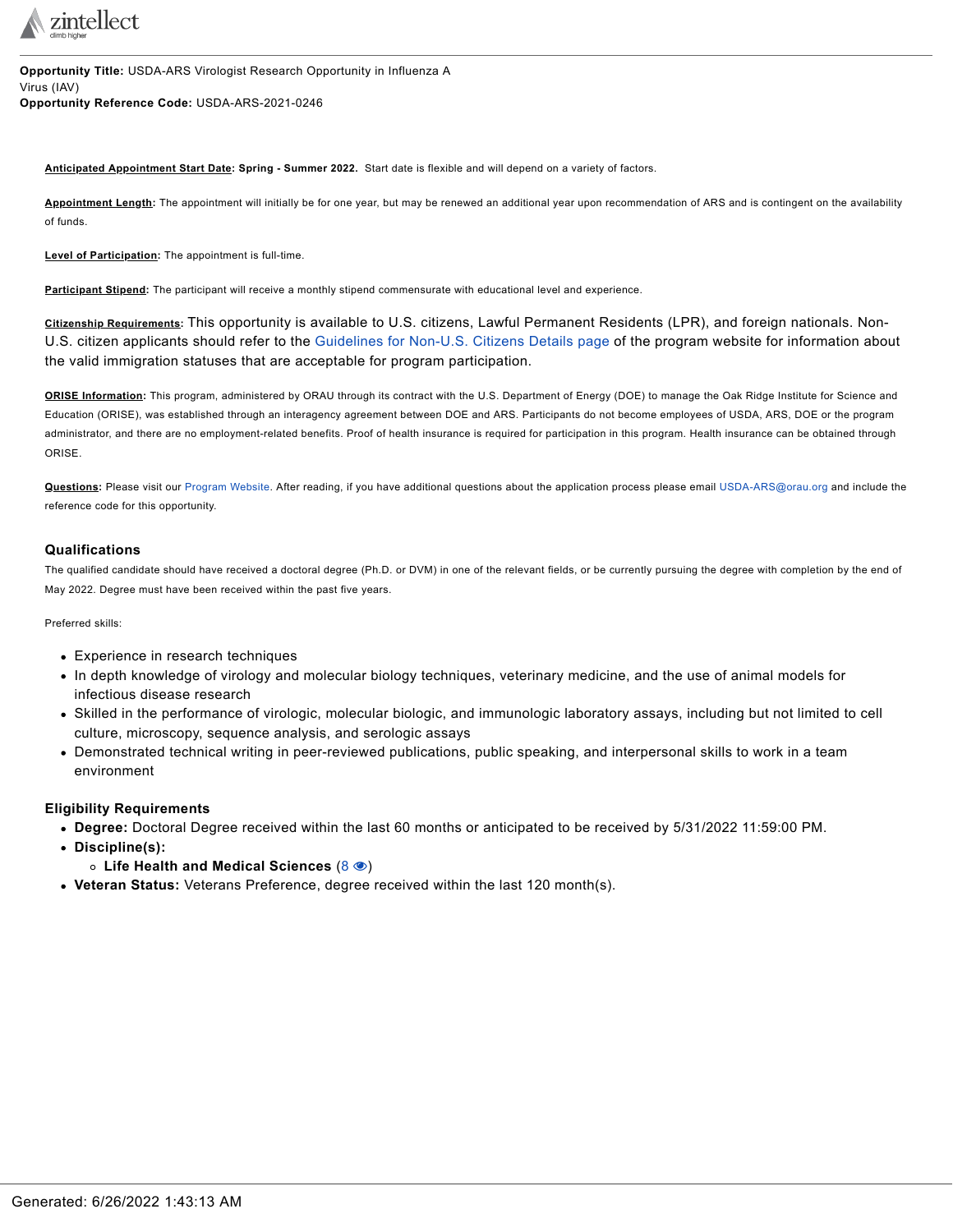**Opportunity Title:** USDA-ARS Virologist Research Opportunity in Influenza A Virus (IAV)
**Opportunity Reference Code:** USDA-ARS-2021-0246

**Anticipated Appointment Start Date: Spring - Summer 2022.** Start date is flexible and will depend on a variety of factors.

**Appointment Length:** The appointment will initially be for one year, but may be renewed an additional year upon recommendation of ARS and is contingent on the availability of funds.

**Level of Participation:** The appointment is full-time.

**Participant Stipend:** The participant will receive a monthly stipend commensurate with educational level and experience.

**Citizenship Requirements:** This opportunity is available to U.S. citizens, Lawful Permanent Residents (LPR), and foreign nationals. Non-U.S. citizen applicants should refer to the Guidelines for Non-U.S. Citizens Details page of the program website for information about the valid immigration statuses that are acceptable for program participation.

**ORISE Information:** This program, administered by ORAU through its contract with the U.S. Department of Energy (DOE) to manage the Oak Ridge Institute for Science and Education (ORISE), was established through an interagency agreement between DOE and ARS. Participants do not become employees of USDA, ARS, DOE or the program administrator, and there are no employment-related benefits. Proof of health insurance is required for participation in this program. Health insurance can be obtained through ORISE.

**Questions:** Please visit our Program Website. After reading, if you have additional questions about the application process please email USDA-ARS@orau.org and include the reference code for this opportunity.

### Qualifications

The qualified candidate should have received a doctoral degree (Ph.D. or DVM) in one of the relevant fields, or be currently pursuing the degree with completion by the end of May 2022. Degree must have been received within the past five years.

Preferred skills:

- Experience in research techniques
- In depth knowledge of virology and molecular biology techniques, veterinary medicine, and the use of animal models for infectious disease research
- Skilled in the performance of virologic, molecular biologic, and immunologic laboratory assays, including but not limited to cell culture, microscopy, sequence analysis, and serologic assays
- Demonstrated technical writing in peer-reviewed publications, public speaking, and interpersonal skills to work in a team environment

### Eligibility Requirements

- **Degree:** Doctoral Degree received within the last 60 months or anticipated to be received by 5/31/2022 11:59:00 PM.
- **Discipline(s):**
  - **Life Health and Medical Sciences** (8)
- **Veteran Status:** Veterans Preference, degree received within the last 120 month(s).